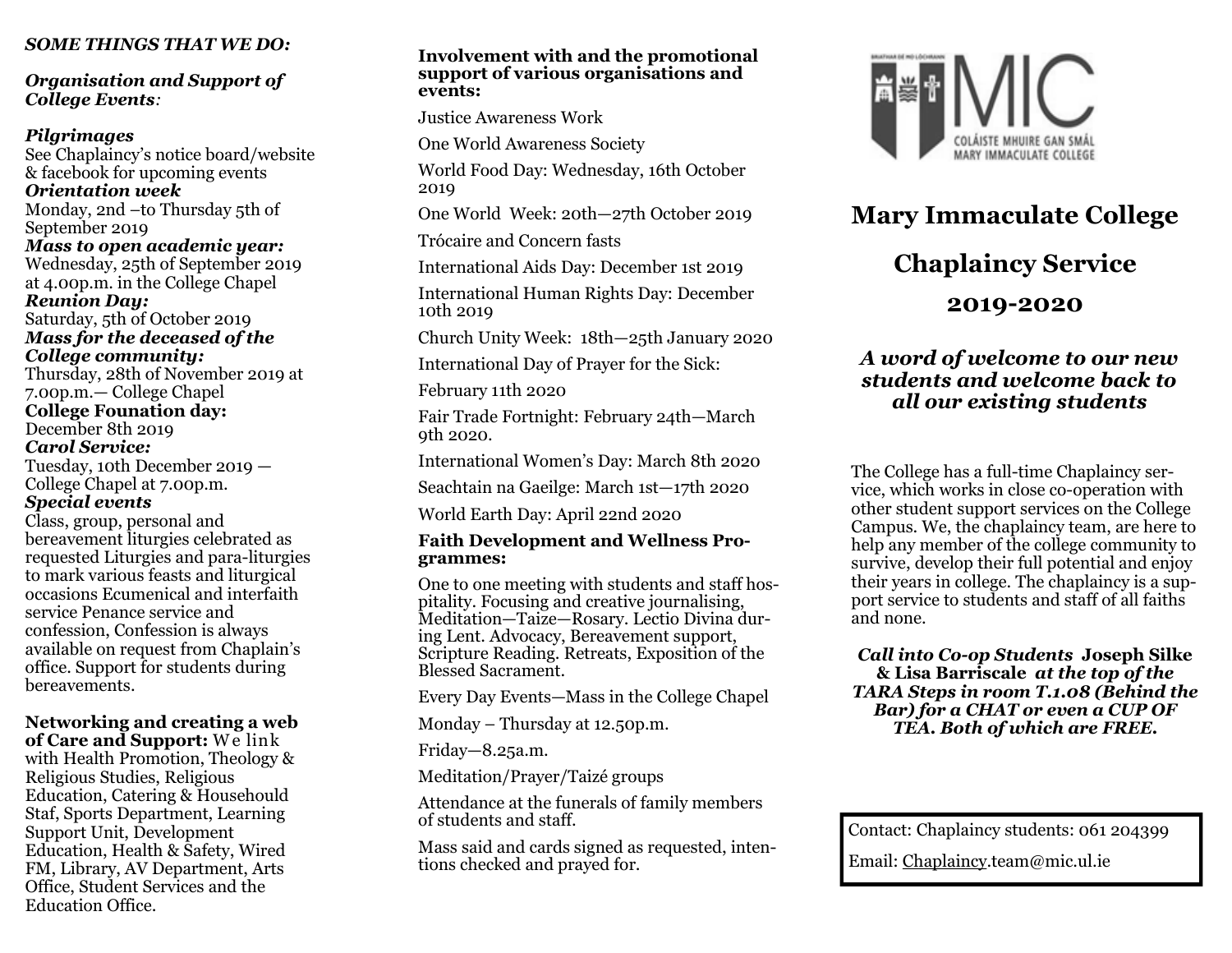***SOME THINGS THAT WE DO:***

***Organisation and Support of College Events**:*

***Pilgrimages***
See Chaplaincy's notice board/website & facebook for upcoming events
***Orientation week***
Monday, 2nd –to Thursday 5th of September 2019
***Mass to open academic year:***
Wednesday, 25th of September 2019 at 4.00p.m. in the College Chapel
***Reunion Day:***
Saturday, 5th of October 2019
***Mass for the deceased of the College community:***
Thursday, 28th of November 2019 at 7.00p.m.— College Chapel
**College Founation day:**
December 8th 2019
***Carol Service:***
Tuesday, 10th December 2019 — College Chapel at 7.00p.m.
***Special events***
Class, group, personal and bereavement liturgies celebrated as requested Liturgies and para-liturgies to mark various feasts and liturgical occasions Ecumenical and interfaith service Penance service and confession, Confession is always available on request from Chaplain's office. Support for students during bereavements.

**Networking and creating a web of Care and Support:** We link with Health Promotion, Theology & Religious Studies, Religious Education, Catering & Househould Staf, Sports Department, Learning Support Unit, Development Education, Health & Safety, Wired FM, Library, AV Department, Arts Office, Student Services and the Education Office.

**Involvement with and the promotional support of various organisations and events:**

Justice Awareness Work

One World Awareness Society

World Food Day: Wednesday, 16th October 2019

One World Week: 20th—27th October 2019

Trócaire and Concern fasts

International Aids Day: December 1st 2019

International Human Rights Day: December 10th 2019

Church Unity Week: 18th—25th January 2020

International Day of Prayer for the Sick:

February 11th 2020

Fair Trade Fortnight: February 24th—March 9th 2020.

International Women's Day: March 8th 2020

Seachtain na Gaeilge: March 1st—17th 2020

World Earth Day: April 22nd 2020

**Faith Development and Wellness Programmes:**

One to one meeting with students and staff hospitality. Focusing and creative journalising, Meditation—Taize—Rosary. Lectio Divina during Lent. Advocacy, Bereavement support, Scripture Reading. Retreats, Exposition of the Blessed Sacrament.

Every Day Events—Mass in the College Chapel

Monday – Thursday at 12.50p.m.

Friday—8.25a.m.

Meditation/Prayer/Taizé groups

Attendance at the funerals of family members of students and staff.

Mass said and cards signed as requested, intentions checked and prayed for.

BRATHAR DÉ MO LÓCHRANN
MIC
COLÁISTE MHUIRE GAN SMÁL
MARY IMMACULATE COLLEGE

# Mary Immaculate College

# Chaplaincy Service

# 2019-2020

### *A word of welcome to our new students and welcome back to all our existing students*

The College has a full-time Chaplaincy service, which works in close co-operation with other student support services on the College Campus. We, the chaplaincy team, are here to help any member of the college community to survive, develop their full potential and enjoy their years in college. The chaplaincy is a support service to students and staff of all faiths and none.

***Call into Co-op Students* Joseph Silke & Lisa Barriscale *at the top of the TARA Steps in room T.1.08 (Behind the Bar) for a CHAT or even a CUP OF TEA. Both of which are FREE.***

Contact: Chaplaincy students: 061 204399

Email: Chaplaincy.team@mic.ul.ie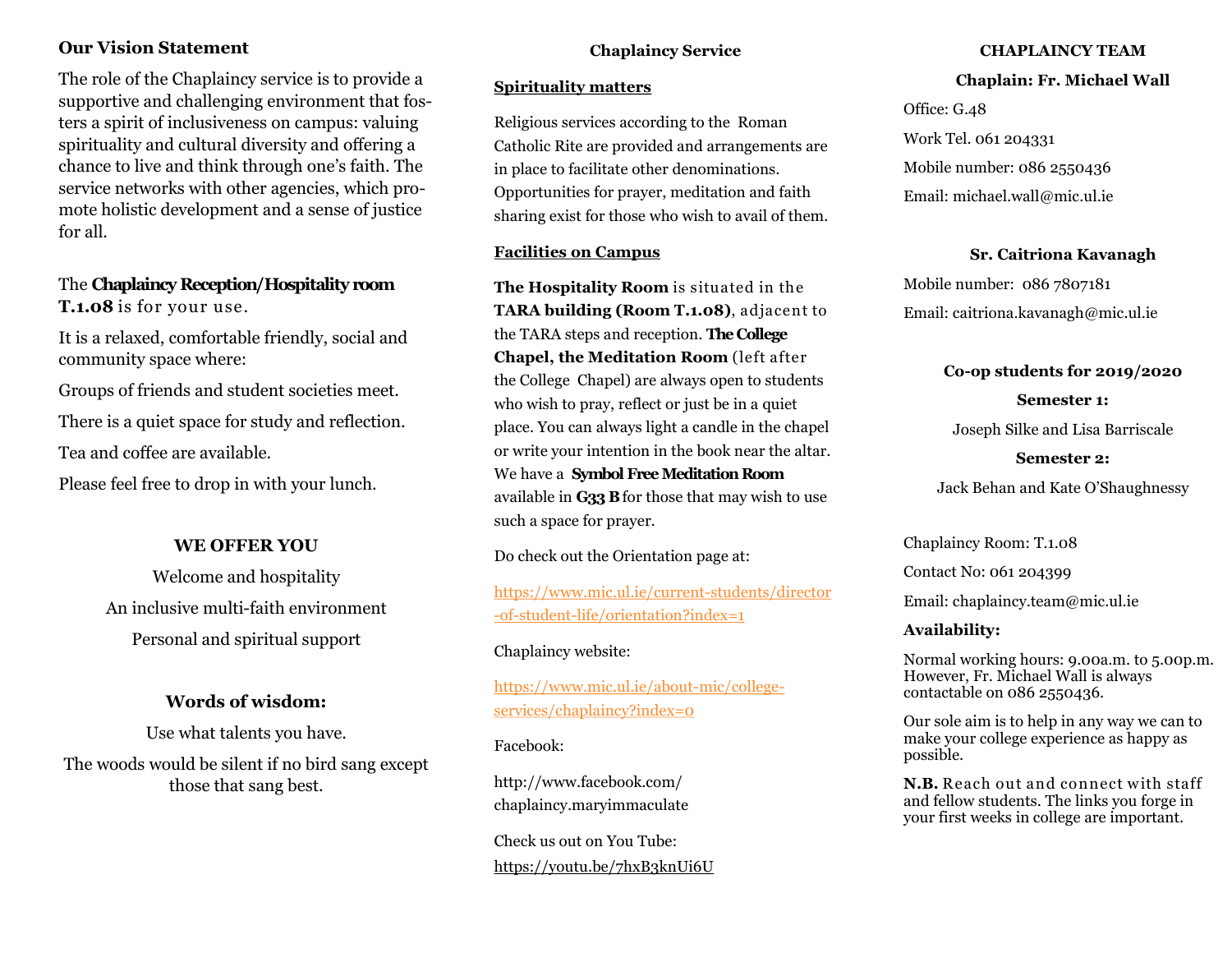## Our Vision Statement

The role of the Chaplaincy service is to provide a supportive and challenging environment that fosters a spirit of inclusiveness on campus: valuing spirituality and cultural diversity and offering a chance to live and think through one's faith. The service networks with other agencies, which promote holistic development and a sense of justice for all.

The **Chaplaincy Reception/Hospitality room T.1.08** is for your use.

It is a relaxed, comfortable friendly, social and community space where:

Groups of friends and student societies meet.

There is a quiet space for study and reflection.

Tea and coffee are available.

Please feel free to drop in with your lunch.

### WE OFFER YOU

Welcome and hospitality

An inclusive multi-faith environment

Personal and spiritual support

### Words of wisdom:

Use what talents you have.

The woods would be silent if no bird sang except those that sang best.

## Chaplaincy Service

**Spirituality matters**

Religious services according to the Roman Catholic Rite are provided and arrangements are in place to facilitate other denominations. Opportunities for prayer, meditation and faith sharing exist for those who wish to avail of them.

**Facilities on Campus**

**The Hospitality Room** is situated in the **TARA building (Room T.1.08)**, adjacent to the TARA steps and reception. **The College Chapel, the Meditation Room** (left after the College Chapel) are always open to students who wish to pray, reflect or just be in a quiet place. You can always light a candle in the chapel or write your intention in the book near the altar. We have a **Symbol Free Meditation Room** available in **G33 B** for those that may wish to use such a space for prayer.

Do check out the Orientation page at:

https://www.mic.ul.ie/current-students/director-of-student-life/orientation?index=1

Chaplaincy website:

https://www.mic.ul.ie/about-mic/college-services/chaplaincy?index=0

Facebook:

http://www.facebook.com/chaplaincy.maryimmaculate

Check us out on You Tube: https://youtu.be/7hxB3knUi6U

## CHAPLAINCY TEAM

**Chaplain: Fr. Michael Wall**

Office: G.48

Work Tel. 061 204331

Mobile number: 086 2550436

Email: michael.wall@mic.ul.ie

**Sr. Caitriona Kavanagh**

Mobile number: 086 7807181

Email: caitriona.kavanagh@mic.ul.ie

**Co-op students for 2019/2020**

**Semester 1:**

Joseph Silke and Lisa Barriscale

**Semester 2:**

Jack Behan and Kate O'Shaughnessy

Chaplaincy Room: T.1.08

Contact No: 061 204399

Email: chaplaincy.team@mic.ul.ie

**Availability:**

Normal working hours: 9.00a.m. to 5.00p.m. However, Fr. Michael Wall is always contactable on 086 2550436.

Our sole aim is to help in any way we can to make your college experience as happy as possible.

**N.B.** Reach out and connect with staff and fellow students. The links you forge in your first weeks in college are important.